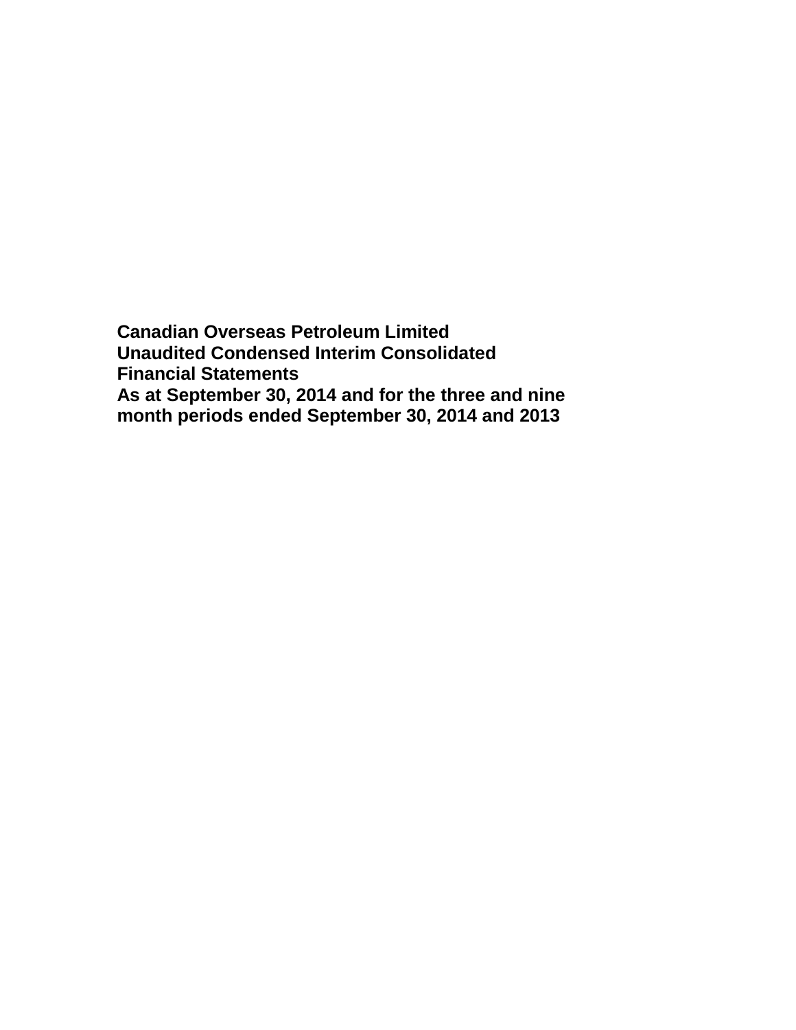**Canadian Overseas Petroleum Limited**
**Unaudited Condensed Interim Consolidated Financial Statements**
**As at September 30, 2014 and for the three and nine month periods ended September 30, 2014 and 2013**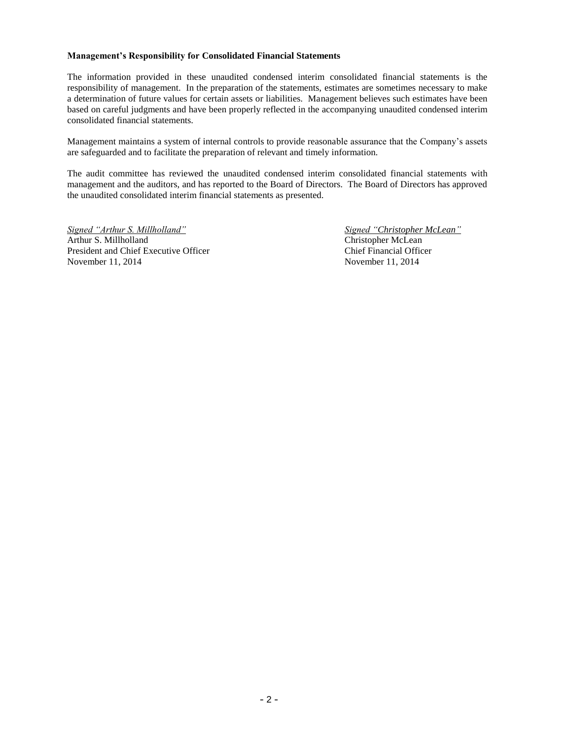**Management's Responsibility for Consolidated Financial Statements**

The information provided in these unaudited condensed interim consolidated financial statements is the responsibility of management. In the preparation of the statements, estimates are sometimes necessary to make a determination of future values for certain assets or liabilities. Management believes such estimates have been based on careful judgments and have been properly reflected in the accompanying unaudited condensed interim consolidated financial statements.

Management maintains a system of internal controls to provide reasonable assurance that the Company's assets are safeguarded and to facilitate the preparation of relevant and timely information.

The audit committee has reviewed the unaudited condensed interim consolidated financial statements with management and the auditors, and has reported to the Board of Directors. The Board of Directors has approved the unaudited consolidated interim financial statements as presented.

*Signed "Arthur S. Millholland"*
Arthur S. Millholland
President and Chief Executive Officer
November 11, 2014

*Signed "Christopher McLean"*
Christopher McLean
Chief Financial Officer
November 11, 2014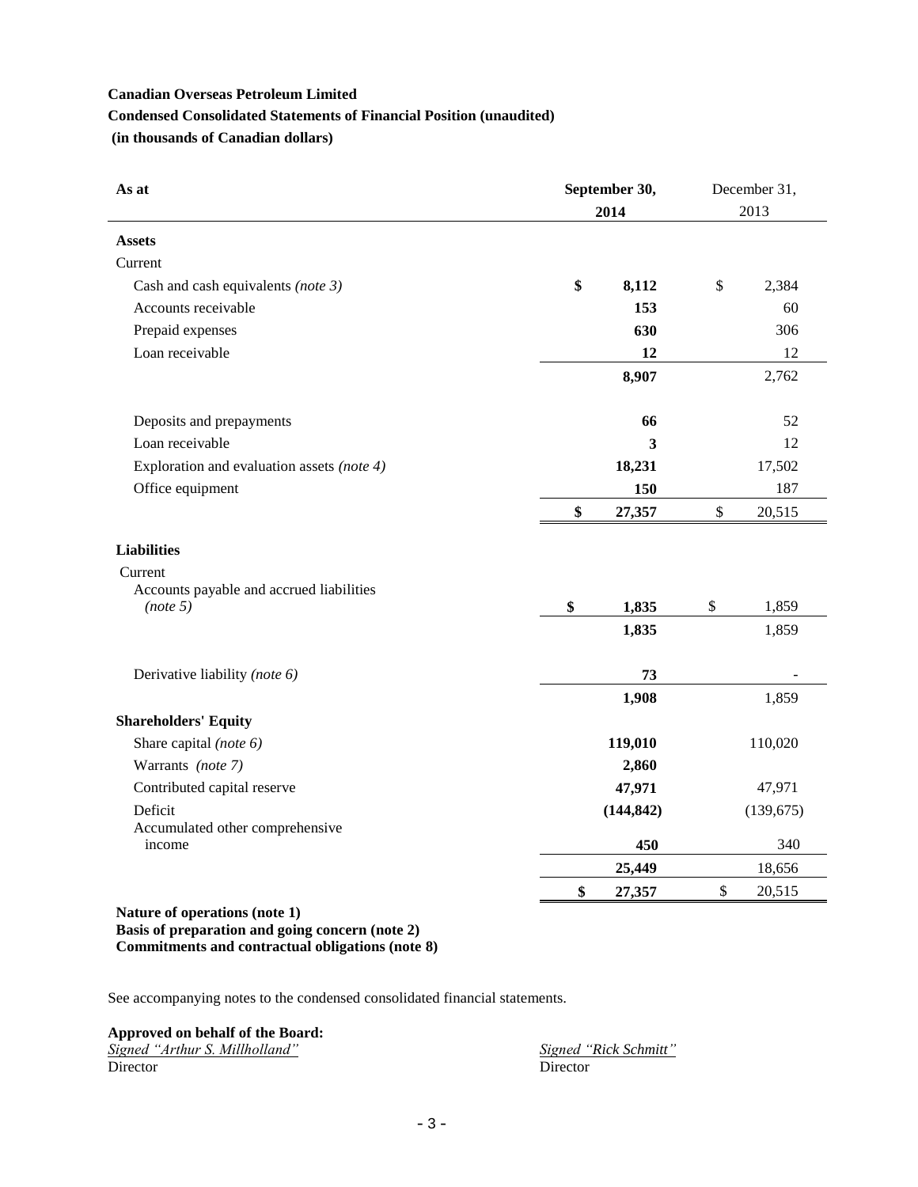**Canadian Overseas Petroleum Limited**

**Condensed Consolidated Statements of Financial Position (unaudited)**

**(in thousands of Canadian dollars)**

| As at | September 30, 2014 | December 31, 2013 |
|---|---|---|
| **Assets** | | |
| Current | | |
| Cash and cash equivalents *(note 3)* | **$ 8,112** | $ 2,384 |
| Accounts receivable | **153** | 60 |
| Prepaid expenses | **630** | 306 |
| Loan receivable | **12** | 12 |
| | **8,907** | 2,762 |
| | | |
| Deposits and prepayments | **66** | 52 |
| Loan receivable | **3** | 12 |
| Exploration and evaluation assets *(note 4)* | **18,231** | 17,502 |
| Office equipment | **150** | 187 |
| | **$ 27,357** | $ 20,515 |
| **Liabilities** | | |
| Current | | |
| Accounts payable and accrued liabilities *(note 5)* | **$ 1,835** | $ 1,859 |
| | **1,835** | 1,859 |
| | | |
| Derivative liability *(note 6)* | **73** | - |
| | **1,908** | 1,859 |
| **Shareholders' Equity** | | |
| Share capital *(note 6)* | **119,010** | 110,020 |
| Warrants *(note 7)* | **2,860** | |
| Contributed capital reserve | **47,971** | 47,971 |
| Deficit | **(144,842)** | (139,675) |
| Accumulated other comprehensive income | **450** | 340 |
| | **25,449** | 18,656 |
| | **$ 27,357** | $ 20,515 |

**Nature of operations (note 1)**
**Basis of preparation and going concern (note 2)**
**Commitments and contractual obligations (note 8)**

See accompanying notes to the condensed consolidated financial statements.

**Approved on behalf of the Board:**

*Signed "Arthur S. Millholland"*
Director

*Signed "Rick Schmitt"*
Director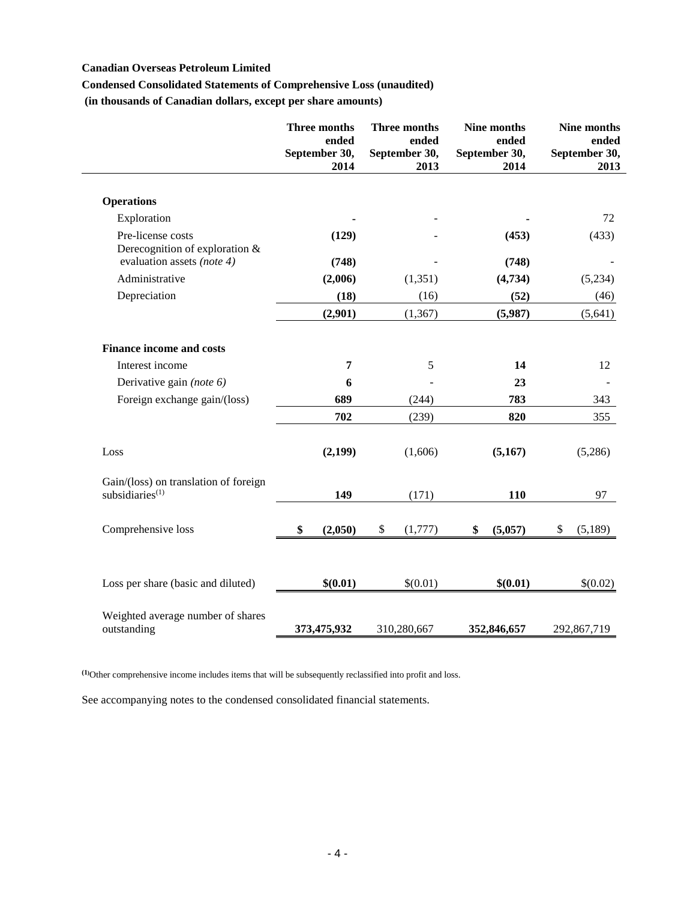**Canadian Overseas Petroleum Limited**

**Condensed Consolidated Statements of Comprehensive Loss (unaudited)**

**(in thousands of Canadian dollars, except per share amounts)**

| | Three months ended September 30, 2014 | Three months ended September 30, 2013 | Nine months ended September 30, 2014 | Nine months ended September 30, 2013 |
|---|---|---|---|---|
| **Operations** | | | | |
| Exploration | **-** | - | **-** | 72 |
| Pre-license costs | **(129)** | - | **(453)** | (433) |
| Derecognition of exploration & evaluation assets *(note 4)* | **(748)** | - | **(748)** | - |
| Administrative | **(2,006)** | (1,351) | **(4,734)** | (5,234) |
| Depreciation | **(18)** | (16) | **(52)** | (46) |
| | **(2,901)** | (1,367) | **(5,987)** | (5,641) |
| **Finance income and costs** | | | | |
| Interest income | **7** | 5 | **14** | 12 |
| Derivative gain *(note 6)* | **6** | - | **23** | - |
| Foreign exchange gain/(loss) | **689** | (244) | **783** | 343 |
| | **702** | (239) | **820** | 355 |
| Loss | **(2,199)** | (1,606) | **(5,167)** | (5,286) |
| Gain/(loss) on translation of foreign subsidiaries(1) | **149** | (171) | **110** | 97 |
| Comprehensive loss | **$ (2,050)** | $ (1,777) | **$ (5,057)** | $ (5,189) |
| Loss per share (basic and diluted) | **$(0.01)** | $(0.01) | **$(0.01)** | $(0.02) |
| Weighted average number of shares outstanding | **373,475,932** | 310,280,667 | **352,846,657** | 292,867,719 |

(1) Other comprehensive income includes items that will be subsequently reclassified into profit and loss.

See accompanying notes to the condensed consolidated financial statements.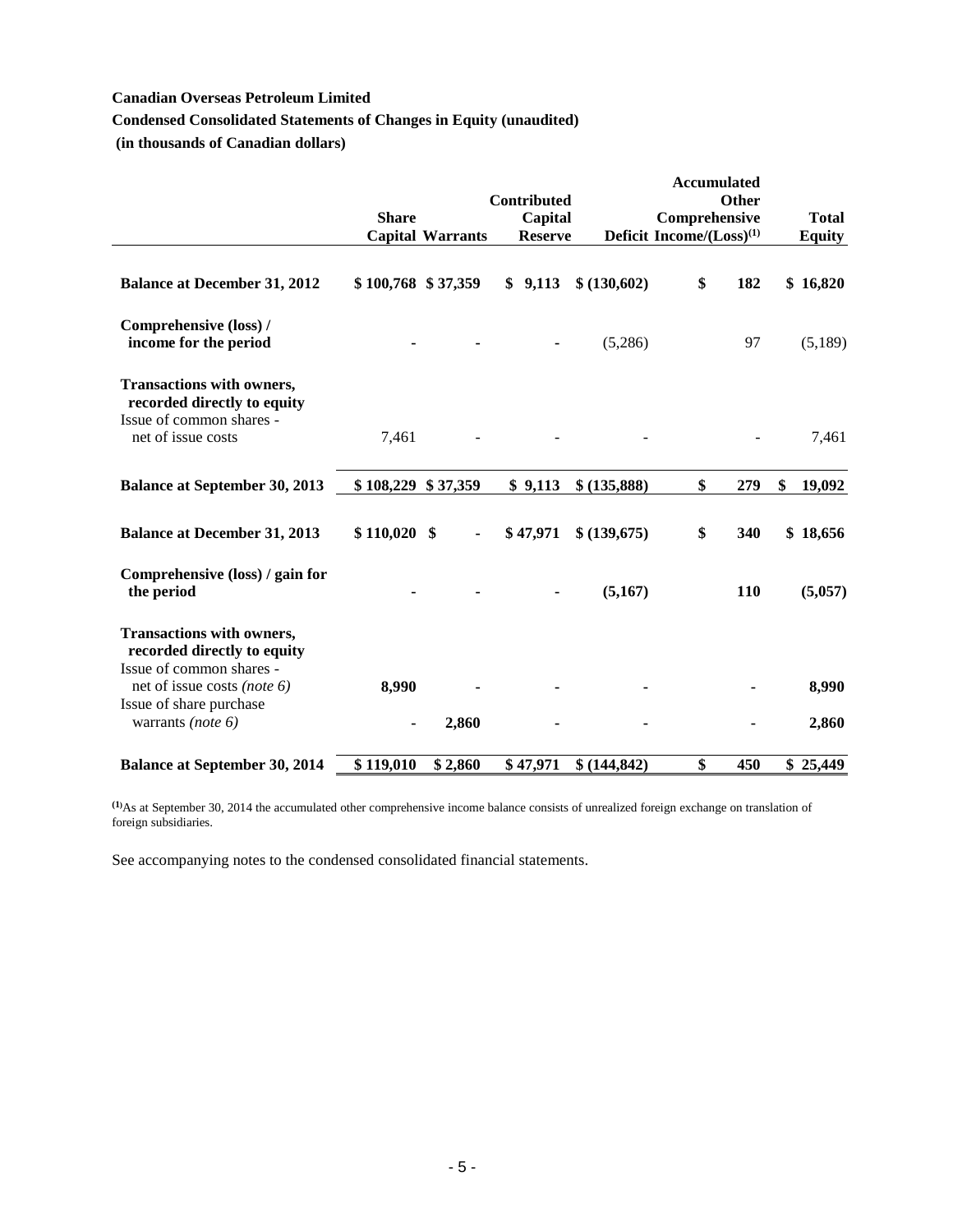**Canadian Overseas Petroleum Limited**

**Condensed Consolidated Statements of Changes in Equity (unaudited)**

**(in thousands of Canadian dollars)**

| | Share Capital | Warrants | Contributed Capital Reserve | Deficit | Accumulated Other Comprehensive Income/(Loss)[1] | Total Equity |
|---|---|---|---|---|---|---|
| **Balance at December 31, 2012** | **$ 100,768** | **$ 37,359** | **$ 9,113** | **$ (130,602)** | **$ 182** | **$ 16,820** |
| **Comprehensive (loss) / income for the period** | - | - | - | (5,286) | 97 | (5,189) |
| **Transactions with owners, recorded directly to equity** | | | | | | |
| Issue of common shares - net of issue costs | 7,461 | - | - | - | - | 7,461 |
| **Balance at September 30, 2013** | **$ 108,229** | **$ 37,359** | **$ 9,113** | **$ (135,888)** | **$ 279** | **$ 19,092** |
| **Balance at December 31, 2013** | **$ 110,020** | **$ -** | **$ 47,971** | **$ (139,675)** | **$ 340** | **$ 18,656** |
| **Comprehensive (loss) / gain for the period** | **-** | **-** | **-** | **(5,167)** | **110** | **(5,057)** |
| **Transactions with owners, recorded directly to equity** | | | | | | |
| Issue of common shares - net of issue costs *(note 6)* | **8,990** | **-** | **-** | **-** | **-** | **8,990** |
| Issue of share purchase warrants *(note 6)* | **-** | **2,860** | **-** | **-** | **-** | **2,860** |
| **Balance at September 30, 2014** | **$ 119,010** | **$ 2,860** | **$ 47,971** | **$ (144,842)** | **$ 450** | **$ 25,449** |

[1] As at September 30, 2014 the accumulated other comprehensive income balance consists of unrealized foreign exchange on translation of foreign subsidiaries.

See accompanying notes to the condensed consolidated financial statements.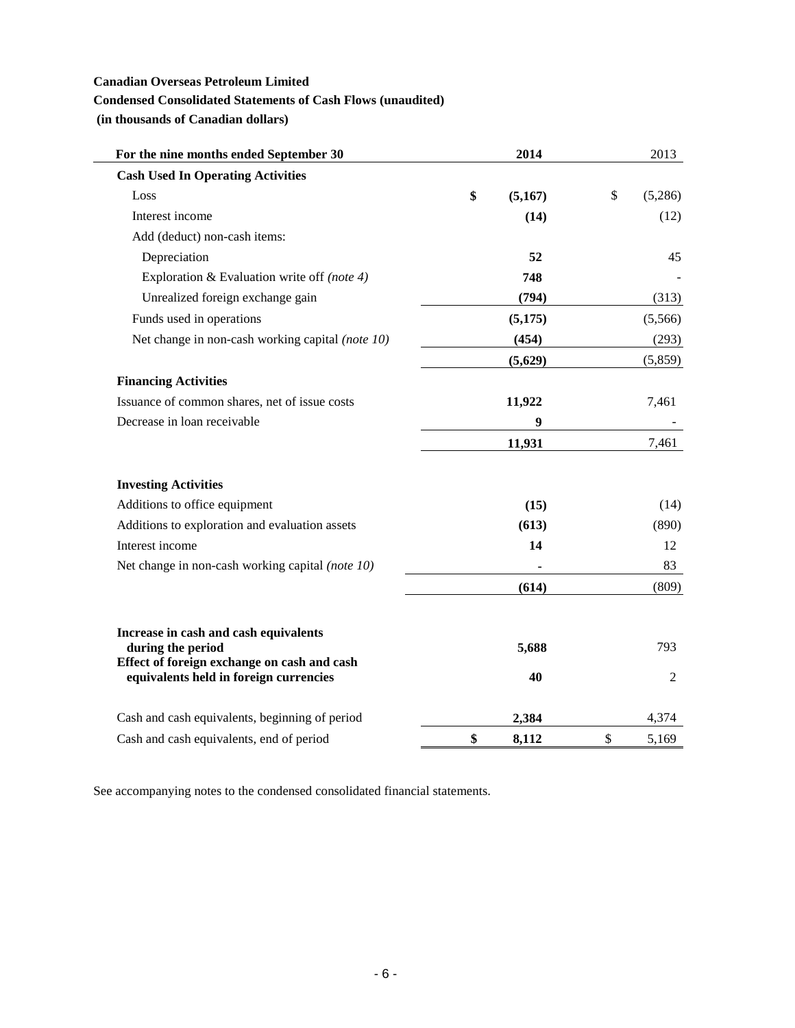**Canadian Overseas Petroleum Limited**

**Condensed Consolidated Statements of Cash Flows (unaudited)**

**(in thousands of Canadian dollars)**

| For the nine months ended September 30 | 2014 | 2013 |
|---|---|---|
| **Cash Used In Operating Activities** | | |
| Loss | **$ (5,167)** | $ (5,286) |
| Interest income | **(14)** | (12) |
| Add (deduct) non-cash items: | | |
| Depreciation | **52** | 45 |
| Exploration & Evaluation write off *(note 4)* | **748** | - |
| Unrealized foreign exchange gain | **(794)** | (313) |
| Funds used in operations | **(5,175)** | (5,566) |
| Net change in non-cash working capital *(note 10)* | **(454)** | (293) |
| | **(5,629)** | (5,859) |
| **Financing Activities** | | |
| Issuance of common shares, net of issue costs | **11,922** | 7,461 |
| Decrease in loan receivable | **9** | - |
| | **11,931** | 7,461 |
| **Investing Activities** | | |
| Additions to office equipment | **(15)** | (14) |
| Additions to exploration and evaluation assets | **(613)** | (890) |
| Interest income | **14** | 12 |
| Net change in non-cash working capital *(note 10)* | **-** | 83 |
| | **(614)** | (809) |
| **Increase in cash and cash equivalents during the period** | **5,688** | 793 |
| **Effect of foreign exchange on cash and cash equivalents held in foreign currencies** | **40** | 2 |
| Cash and cash equivalents, beginning of period | **2,384** | 4,374 |
| Cash and cash equivalents, end of period | **$ 8,112** | $ 5,169 |

See accompanying notes to the condensed consolidated financial statements.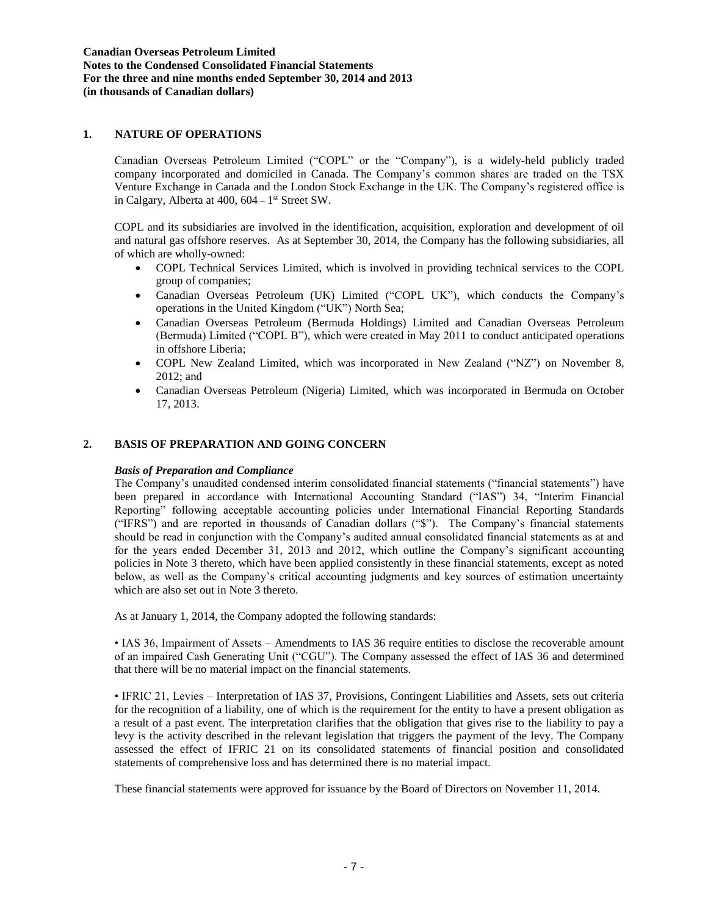**Canadian Overseas Petroleum Limited**
**Notes to the Condensed Consolidated Financial Statements**
**For the three and nine months ended September 30, 2014 and 2013**
**(in thousands of Canadian dollars)**

## 1. NATURE OF OPERATIONS

Canadian Overseas Petroleum Limited ("COPL" or the "Company"), is a widely-held publicly traded company incorporated and domiciled in Canada. The Company's common shares are traded on the TSX Venture Exchange in Canada and the London Stock Exchange in the UK. The Company's registered office is in Calgary, Alberta at 400, 604 – 1st Street SW.

COPL and its subsidiaries are involved in the identification, acquisition, exploration and development of oil and natural gas offshore reserves. As at September 30, 2014, the Company has the following subsidiaries, all of which are wholly-owned:

- COPL Technical Services Limited, which is involved in providing technical services to the COPL group of companies;
- Canadian Overseas Petroleum (UK) Limited ("COPL UK"), which conducts the Company's operations in the United Kingdom ("UK") North Sea;
- Canadian Overseas Petroleum (Bermuda Holdings) Limited and Canadian Overseas Petroleum (Bermuda) Limited ("COPL B"), which were created in May 2011 to conduct anticipated operations in offshore Liberia;
- COPL New Zealand Limited, which was incorporated in New Zealand ("NZ") on November 8, 2012; and
- Canadian Overseas Petroleum (Nigeria) Limited, which was incorporated in Bermuda on October 17, 2013.

## 2. BASIS OF PREPARATION AND GOING CONCERN

### *Basis of Preparation and Compliance*

The Company's unaudited condensed interim consolidated financial statements ("financial statements") have been prepared in accordance with International Accounting Standard ("IAS") 34, "Interim Financial Reporting" following acceptable accounting policies under International Financial Reporting Standards ("IFRS") and are reported in thousands of Canadian dollars ("$"). The Company's financial statements should be read in conjunction with the Company's audited annual consolidated financial statements as at and for the years ended December 31, 2013 and 2012, which outline the Company's significant accounting policies in Note 3 thereto, which have been applied consistently in these financial statements, except as noted below, as well as the Company's critical accounting judgments and key sources of estimation uncertainty which are also set out in Note 3 thereto.

As at January 1, 2014, the Company adopted the following standards:

• IAS 36, Impairment of Assets – Amendments to IAS 36 require entities to disclose the recoverable amount of an impaired Cash Generating Unit ("CGU"). The Company assessed the effect of IAS 36 and determined that there will be no material impact on the financial statements.

• IFRIC 21, Levies – Interpretation of IAS 37, Provisions, Contingent Liabilities and Assets, sets out criteria for the recognition of a liability, one of which is the requirement for the entity to have a present obligation as a result of a past event. The interpretation clarifies that the obligation that gives rise to the liability to pay a levy is the activity described in the relevant legislation that triggers the payment of the levy. The Company assessed the effect of IFRIC 21 on its consolidated statements of financial position and consolidated statements of comprehensive loss and has determined there is no material impact.

These financial statements were approved for issuance by the Board of Directors on November 11, 2014.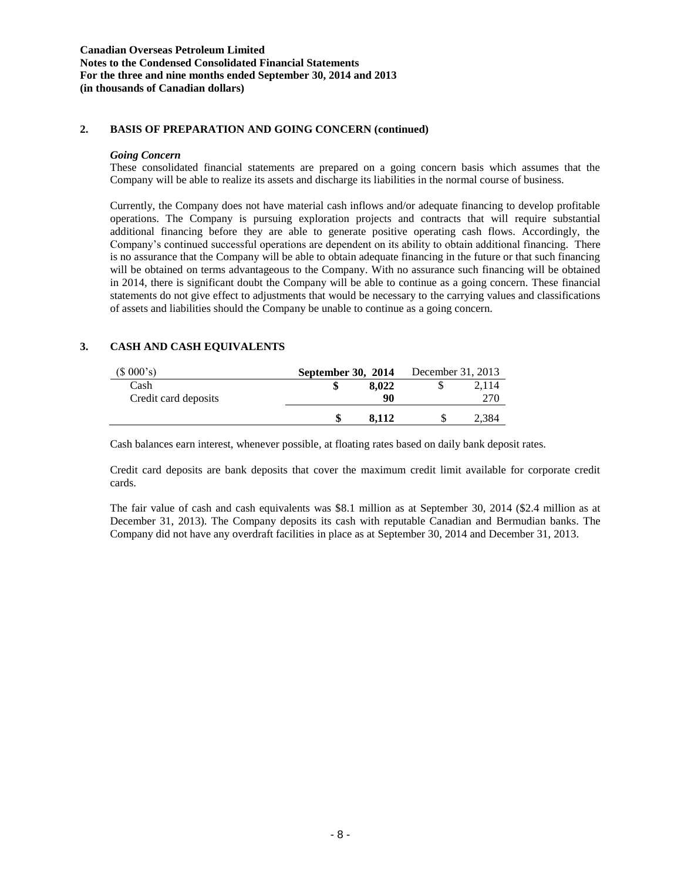## 2. BASIS OF PREPARATION AND GOING CONCERN (continued)

### *Going Concern*

These consolidated financial statements are prepared on a going concern basis which assumes that the Company will be able to realize its assets and discharge its liabilities in the normal course of business.

Currently, the Company does not have material cash inflows and/or adequate financing to develop profitable operations. The Company is pursuing exploration projects and contracts that will require substantial additional financing before they are able to generate positive operating cash flows. Accordingly, the Company's continued successful operations are dependent on its ability to obtain additional financing. There is no assurance that the Company will be able to obtain adequate financing in the future or that such financing will be obtained on terms advantageous to the Company. With no assurance such financing will be obtained in 2014, there is significant doubt the Company will be able to continue as a going concern. These financial statements do not give effect to adjustments that would be necessary to the carrying values and classifications of assets and liabilities should the Company be unable to continue as a going concern.

## 3. CASH AND CASH EQUIVALENTS

| ($ 000's) | **September 30, 2014** | December 31, 2013 |
|---|---|---|
| Cash | **$ 8,022** | $ 2,114 |
| Credit card deposits | **90** | 270 |
| | **$ 8,112** | $ 2,384 |

Cash balances earn interest, whenever possible, at floating rates based on daily bank deposit rates.

Credit card deposits are bank deposits that cover the maximum credit limit available for corporate credit cards.

The fair value of cash and cash equivalents was $8.1 million as at September 30, 2014 ($2.4 million as at December 31, 2013). The Company deposits its cash with reputable Canadian and Bermudian banks. The Company did not have any overdraft facilities in place as at September 30, 2014 and December 31, 2013.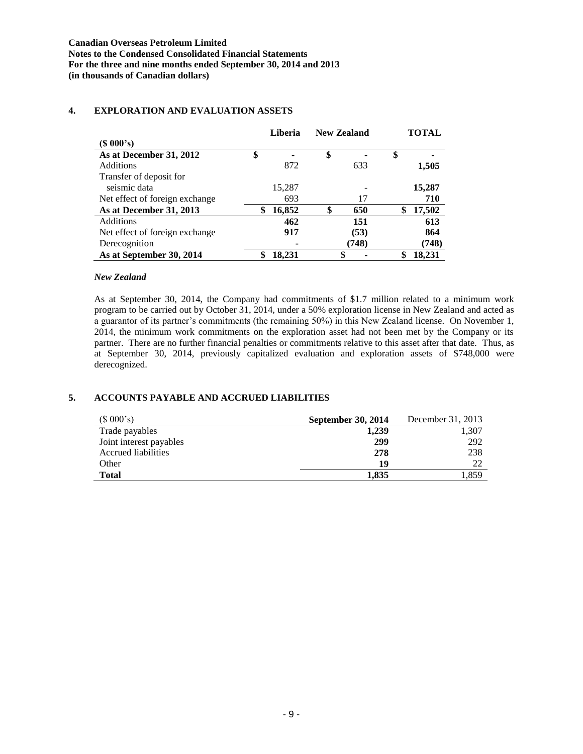**Canadian Overseas Petroleum Limited**
**Notes to the Condensed Consolidated Financial Statements**
**For the three and nine months ended September 30, 2014 and 2013**
**(in thousands of Canadian dollars)**

## 4. EXPLORATION AND EVALUATION ASSETS

| (\$ 000's) | Liberia | New Zealand | TOTAL |
|---|---|---|---|
| **As at December 31, 2012** | \$ - | \$ - | \$ - |
| Additions | 872 | 633 | **1,505** |
| Transfer of deposit for seismic data | 15,287 | - | **15,287** |
| Net effect of foreign exchange | 693 | 17 | **710** |
| **As at December 31, 2013** | **\$ 16,852** | **\$ 650** | **\$ 17,502** |
| Additions | **462** | **151** | **613** |
| Net effect of foreign exchange | **917** | **(53)** | **864** |
| Derecognition | **-** | **(748)** | **(748)** |
| **As at September 30, 2014** | **\$ 18,231** | **\$ -** | **\$ 18,231** |

### *New Zealand*

As at September 30, 2014, the Company had commitments of \$1.7 million related to a minimum work program to be carried out by October 31, 2014, under a 50% exploration license in New Zealand and acted as a guarantor of its partner's commitments (the remaining 50%) in this New Zealand license. On November 1, 2014, the minimum work commitments on the exploration asset had not been met by the Company or its partner. There are no further financial penalties or commitments relative to this asset after that date. Thus, as at September 30, 2014, previously capitalized evaluation and exploration assets of \$748,000 were derecognized.

## 5. ACCOUNTS PAYABLE AND ACCRUED LIABILITIES

| (\$ 000's) | **September 30, 2014** | December 31, 2013 |
|---|---|---|
| Trade payables | **1,239** | 1,307 |
| Joint interest payables | **299** | 292 |
| Accrued liabilities | **278** | 238 |
| Other | **19** | 22 |
| **Total** | **1,835** | 1,859 |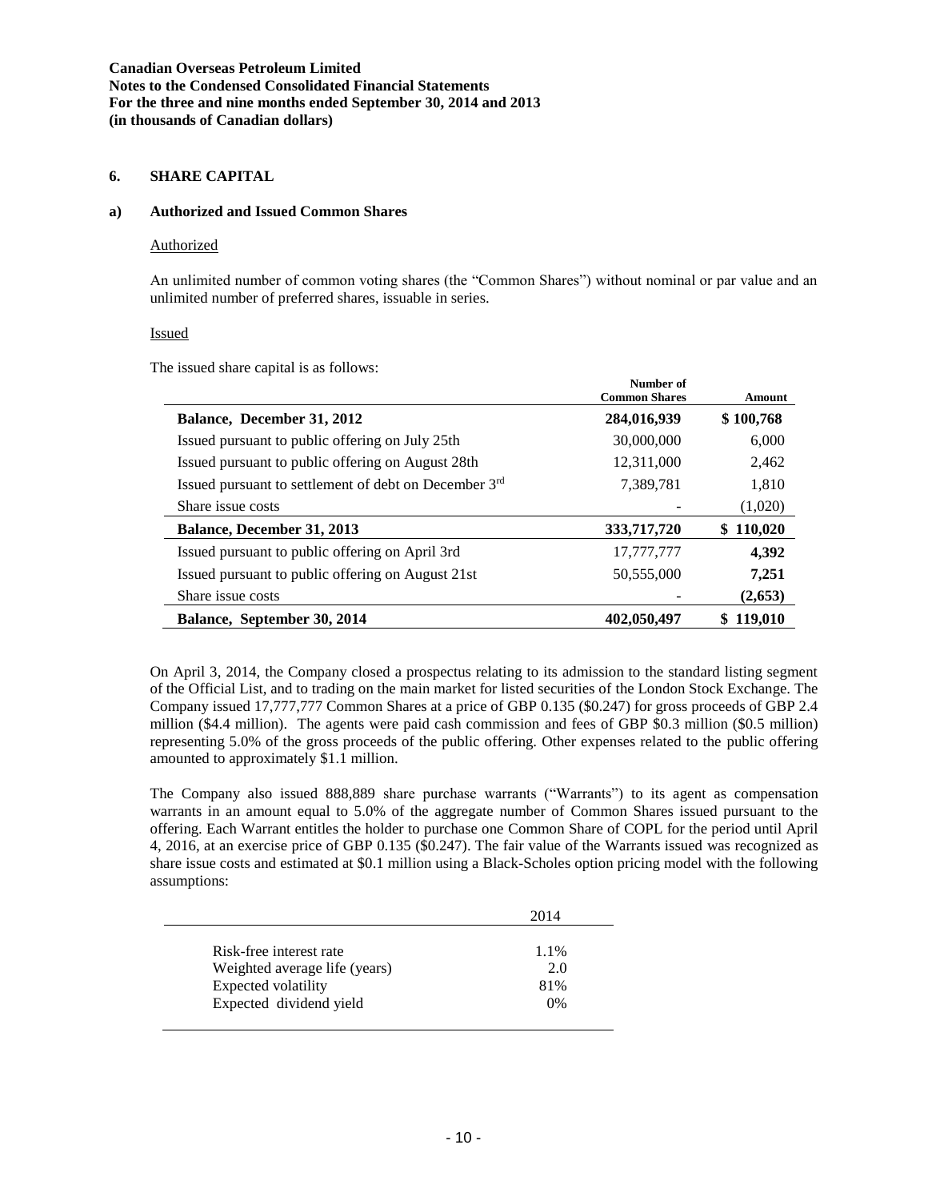**Canadian Overseas Petroleum Limited**
**Notes to the Condensed Consolidated Financial Statements**
**For the three and nine months ended September 30, 2014 and 2013**
**(in thousands of Canadian dollars)**

## 6. SHARE CAPITAL

### a) Authorized and Issued Common Shares

Authorized

An unlimited number of common voting shares (the "Common Shares") without nominal or par value and an unlimited number of preferred shares, issuable in series.

Issued

The issued share capital is as follows:

| | Number of Common Shares | Amount |
|---|---|---|
| **Balance, December 31, 2012** | **284,016,939** | **$ 100,768** |
| Issued pursuant to public offering on July 25th | 30,000,000 | 6,000 |
| Issued pursuant to public offering on August 28th | 12,311,000 | 2,462 |
| Issued pursuant to settlement of debt on December 3rd | 7,389,781 | 1,810 |
| Share issue costs | - | (1,020) |
| **Balance, December 31, 2013** | **333,717,720** | **$ 110,020** |
| Issued pursuant to public offering on April 3rd | 17,777,777 | **4,392** |
| Issued pursuant to public offering on August 21st | 50,555,000 | **7,251** |
| Share issue costs | - | **(2,653)** |
| **Balance, September 30, 2014** | **402,050,497** | **$ 119,010** |

On April 3, 2014, the Company closed a prospectus relating to its admission to the standard listing segment of the Official List, and to trading on the main market for listed securities of the London Stock Exchange. The Company issued 17,777,777 Common Shares at a price of GBP 0.135 ($0.247) for gross proceeds of GBP 2.4 million ($4.4 million). The agents were paid cash commission and fees of GBP $0.3 million ($0.5 million) representing 5.0% of the gross proceeds of the public offering. Other expenses related to the public offering amounted to approximately $1.1 million.

The Company also issued 888,889 share purchase warrants ("Warrants") to its agent as compensation warrants in an amount equal to 5.0% of the aggregate number of Common Shares issued pursuant to the offering. Each Warrant entitles the holder to purchase one Common Share of COPL for the period until April 4, 2016, at an exercise price of GBP 0.135 ($0.247). The fair value of the Warrants issued was recognized as share issue costs and estimated at $0.1 million using a Black-Scholes option pricing model with the following assumptions:

| | 2014 |
|---|---|
| Risk-free interest rate | 1.1% |
| Weighted average life (years) | 2.0 |
| Expected volatility | 81% |
| Expected dividend yield | 0% |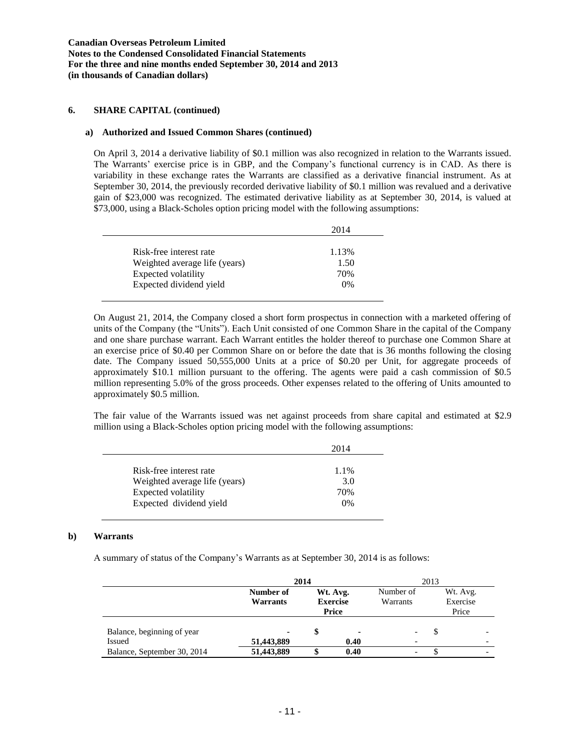## 6. SHARE CAPITAL (continued)

### a) Authorized and Issued Common Shares (continued)

On April 3, 2014 a derivative liability of $0.1 million was also recognized in relation to the Warrants issued. The Warrants' exercise price is in GBP, and the Company's functional currency is in CAD. As there is variability in these exchange rates the Warrants are classified as a derivative financial instrument. As at September 30, 2014, the previously recorded derivative liability of $0.1 million was revalued and a derivative gain of $23,000 was recognized. The estimated derivative liability as at September 30, 2014, is valued at $73,000, using a Black-Scholes option pricing model with the following assumptions:

| | 2014 |
|---|---|
| Risk-free interest rate | 1.13% |
| Weighted average life (years) | 1.50 |
| Expected volatility | 70% |
| Expected dividend yield | 0% |

On August 21, 2014, the Company closed a short form prospectus in connection with a marketed offering of units of the Company (the "Units"). Each Unit consisted of one Common Share in the capital of the Company and one share purchase warrant. Each Warrant entitles the holder thereof to purchase one Common Share at an exercise price of $0.40 per Common Share on or before the date that is 36 months following the closing date. The Company issued 50,555,000 Units at a price of $0.20 per Unit, for aggregate proceeds of approximately $10.1 million pursuant to the offering. The agents were paid a cash commission of $0.5 million representing 5.0% of the gross proceeds. Other expenses related to the offering of Units amounted to approximately $0.5 million.

The fair value of the Warrants issued was net against proceeds from share capital and estimated at $2.9 million using a Black-Scholes option pricing model with the following assumptions:

| | 2014 |
|---|---|
| Risk-free interest rate | 1.1% |
| Weighted average life (years) | 3.0 |
| Expected volatility | 70% |
| Expected dividend yield | 0% |

### b) Warrants

A summary of status of the Company's Warrants as at September 30, 2014 is as follows:

| | **2014** | | 2013 | |
|---|---|---|---|---|
| | **Number of Warrants** | **Wt. Avg. Exercise Price** | Number of Warrants | Wt. Avg. Exercise Price |
| Balance, beginning of year | - | $ - | - | $ - |
| Issued | **51,443,889** | **0.40** | - | - |
| Balance, September 30, 2014 | **51,443,889** | **$ 0.40** | - | $ - |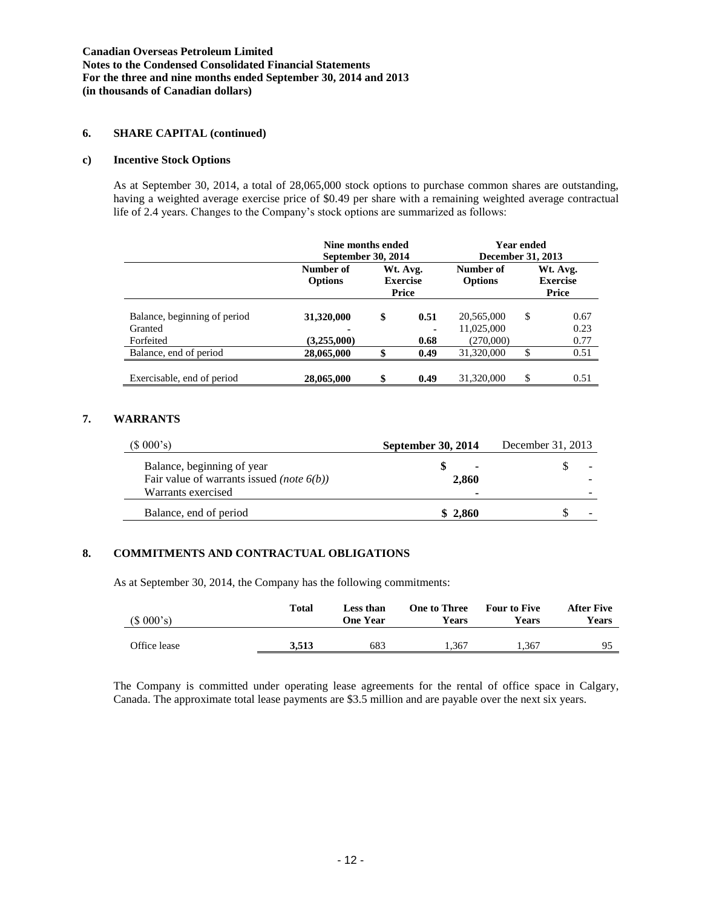**Canadian Overseas Petroleum Limited**
**Notes to the Condensed Consolidated Financial Statements**
**For the three and nine months ended September 30, 2014 and 2013**
**(in thousands of Canadian dollars)**

## 6. SHARE CAPITAL (continued)

### c) Incentive Stock Options

As at September 30, 2014, a total of 28,065,000 stock options to purchase common shares are outstanding, having a weighted average exercise price of $0.49 per share with a remaining weighted average contractual life of 2.4 years. Changes to the Company's stock options are summarized as follows:

| | **Nine months ended September 30, 2014** | | **Year ended December 31, 2013** | |
|---|---|---|---|---|
| | **Number of Options** | **Wt. Avg. Exercise Price** | **Number of Options** | **Wt. Avg. Exercise Price** |
| Balance, beginning of period | **31,320,000** | **$ 0.51** | 20,565,000 | $ 0.67 |
| Granted | **-** | **-** | 11,025,000 | 0.23 |
| Forfeited | **(3,255,000)** | **0.68** | (270,000) | 0.77 |
| Balance, end of period | **28,065,000** | **$ 0.49** | 31,320,000 | $ 0.51 |
| Exercisable, end of period | **28,065,000** | **$ 0.49** | 31,320,000 | $ 0.51 |

## 7. WARRANTS

| ($ 000's) | **September 30, 2014** | December 31, 2013 |
|---|---|---|
| Balance, beginning of year | **$ -** | $ - |
| Fair value of warrants issued *(note 6(b))* | **2,860** | - |
| Warrants exercised | **-** | - |
| Balance, end of period | **$ 2,860** | $ - |

## 8. COMMITMENTS AND CONTRACTUAL OBLIGATIONS

As at September 30, 2014, the Company has the following commitments:

| ($ 000's) | **Total** | **Less than One Year** | **One to Three Years** | **Four to Five Years** | **After Five Years** |
|---|---|---|---|---|---|
| Office lease | **3,513** | 683 | 1,367 | 1,367 | 95 |

The Company is committed under operating lease agreements for the rental of office space in Calgary, Canada. The approximate total lease payments are $3.5 million and are payable over the next six years.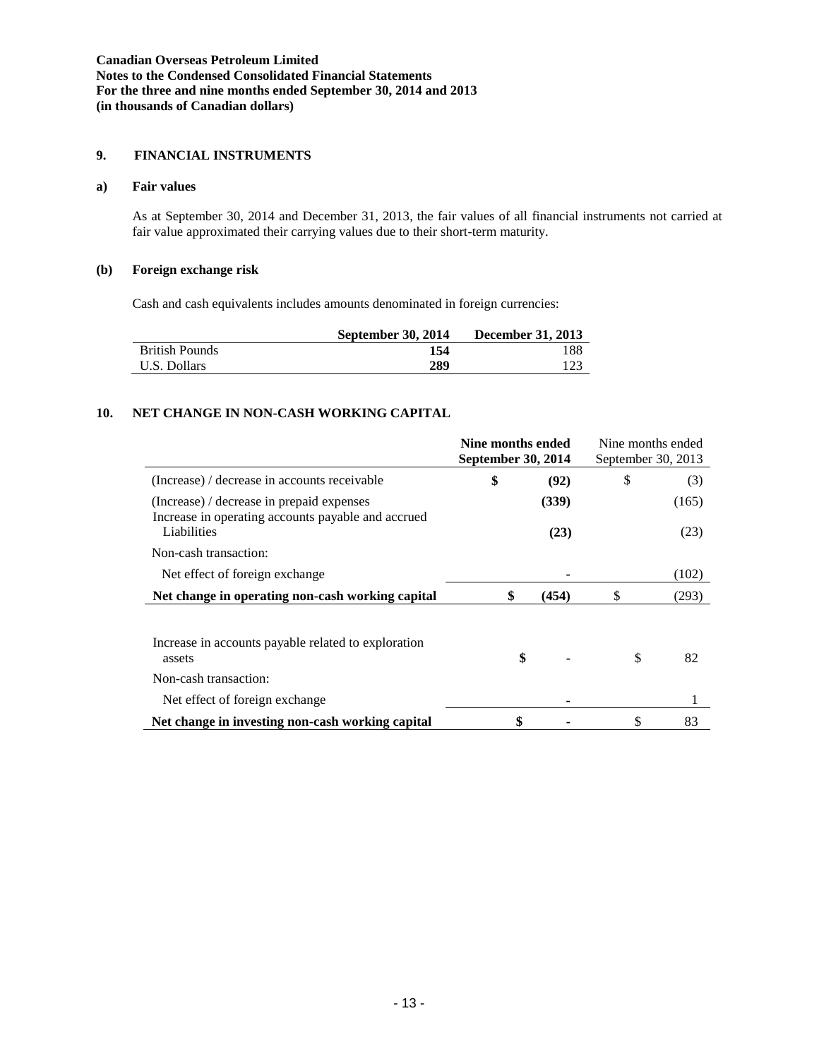**Canadian Overseas Petroleum Limited**
**Notes to the Condensed Consolidated Financial Statements**
**For the three and nine months ended September 30, 2014 and 2013**
**(in thousands of Canadian dollars)**

## 9. FINANCIAL INSTRUMENTS

### a) Fair values

As at September 30, 2014 and December 31, 2013, the fair values of all financial instruments not carried at fair value approximated their carrying values due to their short-term maturity.

### (b) Foreign exchange risk

Cash and cash equivalents includes amounts denominated in foreign currencies:

| | **September 30, 2014** | **December 31, 2013** |
|---|---|---|
| British Pounds | **154** | 188 |
| U.S. Dollars | **289** | 123 |

## 10. NET CHANGE IN NON-CASH WORKING CAPITAL

| | **Nine months ended September 30, 2014** | | Nine months ended September 30, 2013 | |
|---|---|---|---|---|
| (Increase) / decrease in accounts receivable | **$** | **(92)** | $ | (3) |
| (Increase) / decrease in prepaid expenses | | **(339)** | | (165) |
| Increase in operating accounts payable and accrued Liabilities | | **(23)** | | (23) |
| Non-cash transaction: | | | | |
| Net effect of foreign exchange | | **-** | | (102) |
| **Net change in operating non-cash working capital** | **$** | **(454)** | $ | (293) |
| | | | | |
| Increase in accounts payable related to exploration assets | **$** | **-** | $ | 82 |
| Non-cash transaction: | | | | |
| Net effect of foreign exchange | | **-** | | 1 |
| **Net change in investing non-cash working capital** | **$** | **-** | $ | 83 |